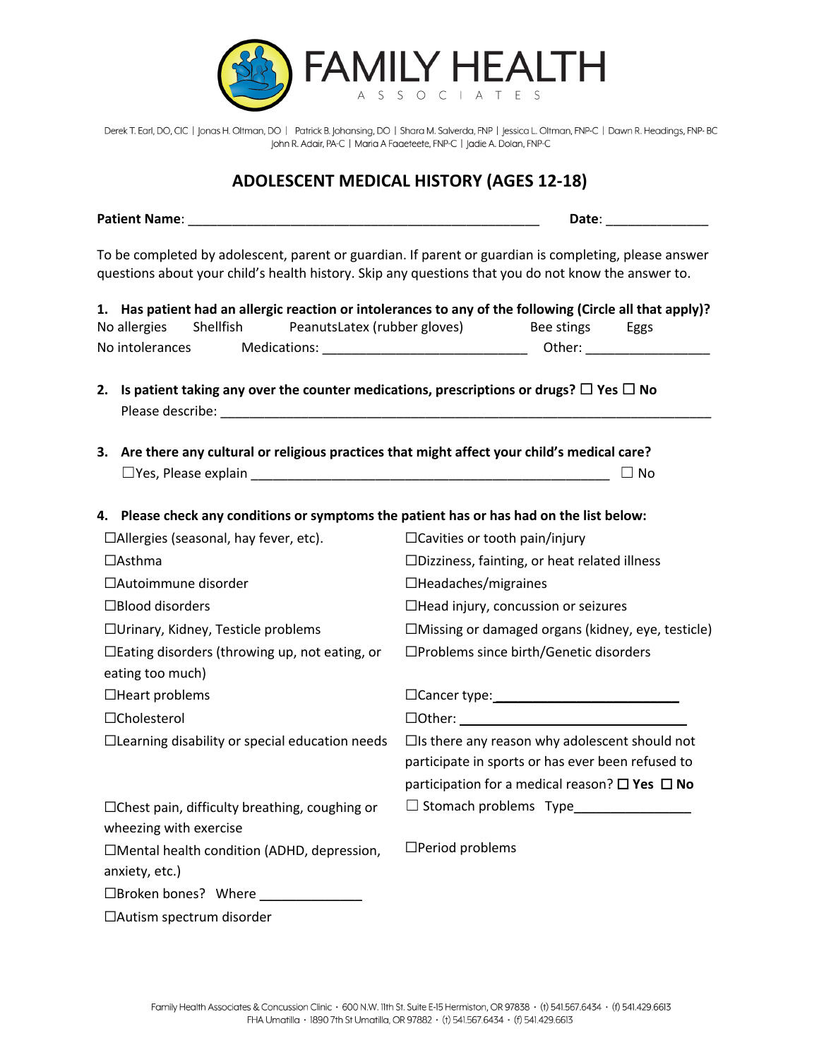# FAMILY HEALTH
ASSOCIATES

Derek T. Earl, DO, CIC | Jonas H. Oltman, DO | Patrick B. Johansing, DO | Shara M. Salverda, FNP | Jessica L. Oltman, FNP-C | Dawn R. Headings, FNP- BC
John R. Adair, PA-C | Maria A Faaeteete, FNP-C | Jadie A. Dolan, FNP-C

## ADOLESCENT MEDICAL HISTORY (AGES 12-18)

**Patient Name**: ______________________________________________ **Date**: _____________

To be completed by adolescent, parent or guardian. If parent or guardian is completing, please answer questions about your child's health history. Skip any questions that you do not know the answer to.

1. **Has patient had an allergic reaction or intolerances to any of the following (Circle all that apply)?**

No allergies    Shellfish    PeanutsLatex (rubber gloves)    Bee stings    Eggs

No intolerances    Medications: ___________________________    Other: ________________

2. **Is patient taking any over the counter medications, prescriptions or drugs?** ☐ **Yes** ☐ **No**

   Please describe: _________________________________________________________________

3. **Are there any cultural or religious practices that might affect your child's medical care?**

   ☐Yes, Please explain ______________________________________________ ☐ No

4. **Please check any conditions or symptoms the patient has or has had on the list below:**

☐Allergies (seasonal, hay fever, etc).
☐Asthma
☐Autoimmune disorder
☐Blood disorders
☐Urinary, Kidney, Testicle problems
☐Eating disorders (throwing up, not eating, or eating too much)
☐Heart problems
☐Cholesterol
☐Learning disability or special education needs
☐Chest pain, difficulty breathing, coughing or wheezing with exercise
☐Mental health condition (ADHD, depression, anxiety, etc.)
☐Broken bones? Where _____________
☐Autism spectrum disorder

☐Cavities or tooth pain/injury
☐Dizziness, fainting, or heat related illness
☐Headaches/migraines
☐Head injury, concussion or seizures
☐Missing or damaged organs (kidney, eye, testicle)
☐Problems since birth/Genetic disorders
☐Cancer type: ________________________
☐Other: ______________________________
☐Is there any reason why adolescent should not participate in sports or has ever been refused to participation for a medical reason? ☐ **Yes** ☐ **No**
☐ Stomach problems Type_______________
☐Period problems

Family Health Associates & Concussion Clinic · 600 N.W. 11th St. Suite E-15 Hermiston, OR 97838 · (t) 541.567.6434 · (f) 541.429.6613
FHA Umatilla · 1890 7th St Umatilla, OR 97882 · (t) 541.567.6434 · (f) 541.429.6613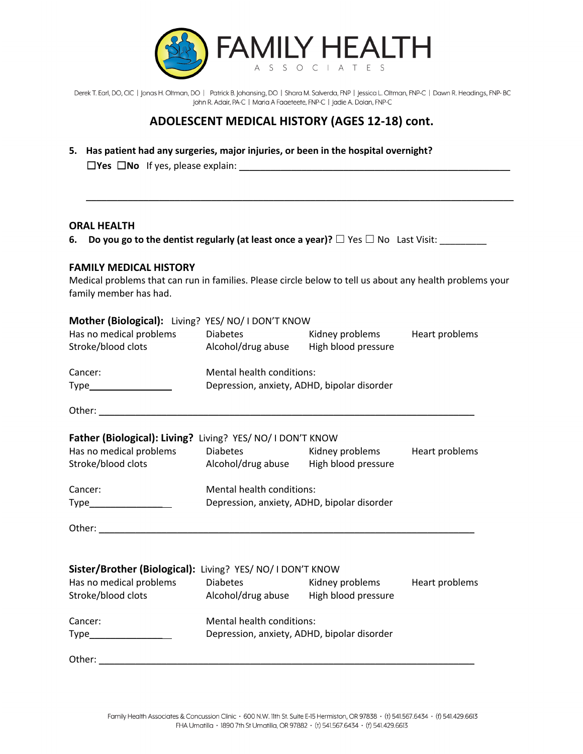FAMILY HEALTH
ASSOCIATES

Derek T. Earl, DO, CIC | Jonas H. Oltman, DO | Patrick B. Johansing, DO | Shara M. Salverda, FNP | Jessica L. Oltman, FNP-C | Dawn R. Headings, FNP- BC
John R. Adair, PA-C | Maria A Faaeteete, FNP-C | Jadie A. Dolan, FNP-C

# ADOLESCENT MEDICAL HISTORY (AGES 12-18) cont.

**5. Has patient had any surgeries, major injuries, or been in the hospital overnight?**
☐**Yes** ☐**No** If yes, please explain: ____________________________________________________

______________________________________________________________________________

**ORAL HEALTH**

**6. Do you go to the dentist regularly (at least once a year)?** ☐ Yes ☐ No Last Visit: _________

**FAMILY MEDICAL HISTORY**

Medical problems that can run in families. Please circle below to tell us about any health problems your family member has had.

**Mother (Biological):** Living? YES/ NO/ I DON'T KNOW

| | | | |
|---|---|---|---|
| Has no medical problems | Diabetes | Kidney problems | Heart problems |
| Stroke/blood clots | Alcohol/drug abuse | High blood pressure | |

Cancer:
Type________________

Mental health conditions:
Depression, anxiety, ADHD, bipolar disorder

Other: __________________________________________________________________________

**Father (Biological): Living?** Living? YES/ NO/ I DON'T KNOW

| | | | |
|---|---|---|---|
| Has no medical problems | Diabetes | Kidney problems | Heart problems |
| Stroke/blood clots | Alcohol/drug abuse | High blood pressure | |

Cancer:
Type________________

Mental health conditions:
Depression, anxiety, ADHD, bipolar disorder

Other: __________________________________________________________________________

**Sister/Brother (Biological):** Living? YES/ NO/ I DON'T KNOW

| | | | |
|---|---|---|---|
| Has no medical problems | Diabetes | Kidney problems | Heart problems |
| Stroke/blood clots | Alcohol/drug abuse | High blood pressure | |

Cancer:
Type________________

Mental health conditions:
Depression, anxiety, ADHD, bipolar disorder

Other: __________________________________________________________________________

Family Health Associates & Concussion Clinic • 600 N.W. 11th St. Suite E-15 Hermiston, OR 97838 • (t) 541.567.6434 • (f) 541.429.6613
FHA Umatilla • 1890 7th St Umatilla, OR 97882 • (t) 541.567.6434 • (f) 541.429.6613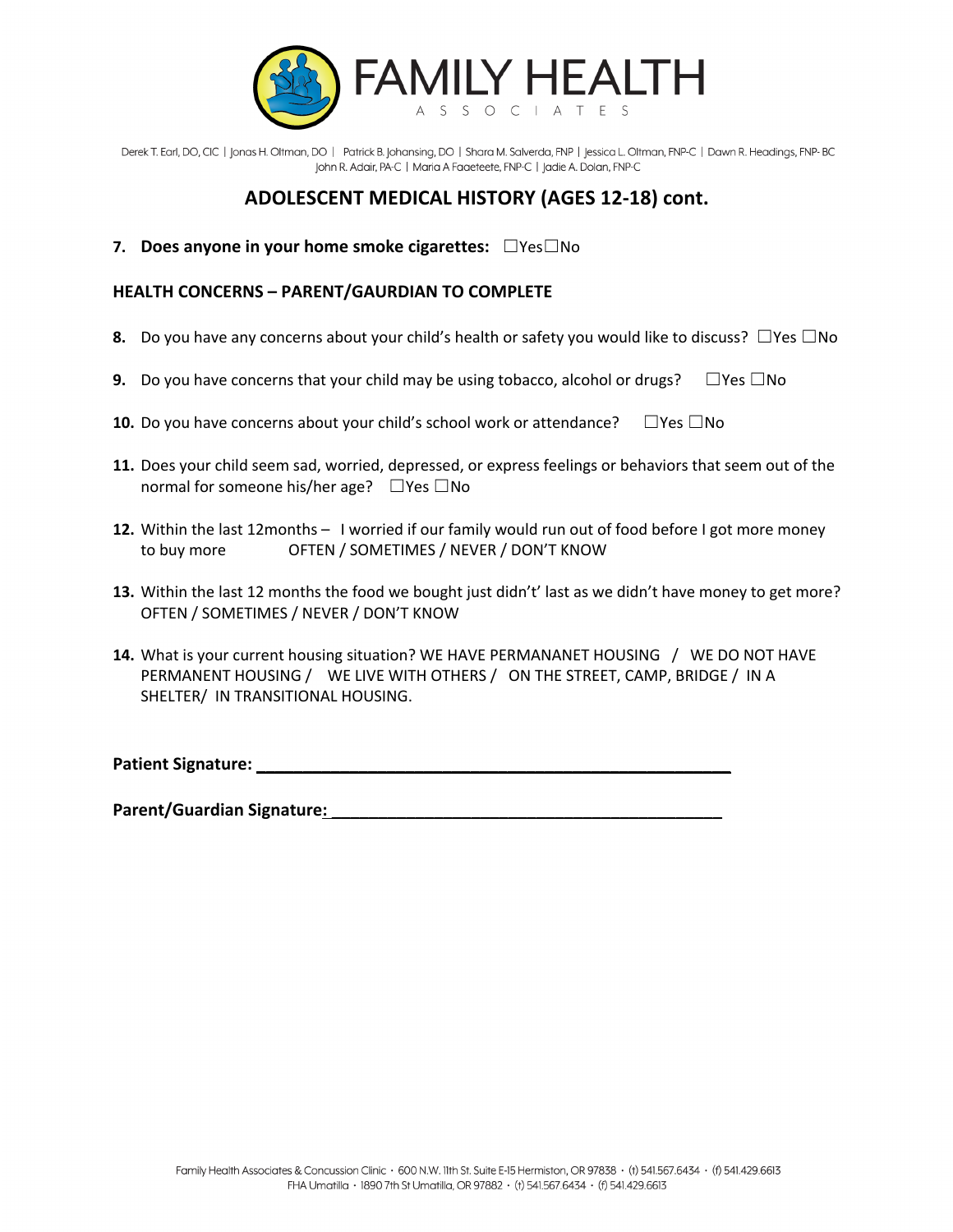FAMILY HEALTH ASSOCIATES

Derek T. Earl, DO, CIC | Jonas H. Oltman, DO | Patrick B. Johansing, DO | Shara M. Salverda, FNP | Jessica L. Oltman, FNP-C | Dawn R. Headings, FNP- BC
John R. Adair, PA-C | Maria A Faaeteete, FNP-C | Jadie A. Dolan, FNP-C

## ADOLESCENT MEDICAL HISTORY (AGES 12-18) cont.

7. **Does anyone in your home smoke cigarettes:** ☐Yes☐No

### HEALTH CONCERNS – PARENT/GAURDIAN TO COMPLETE

8. Do you have any concerns about your child's health or safety you would like to discuss? ☐Yes ☐No

9. Do you have concerns that your child may be using tobacco, alcohol or drugs? ☐Yes ☐No

10. Do you have concerns about your child's school work or attendance? ☐Yes ☐No

11. Does your child seem sad, worried, depressed, or express feelings or behaviors that seem out of the normal for someone his/her age? ☐Yes ☐No

12. Within the last 12months – I worried if our family would run out of food before I got more money to buy more OFTEN / SOMETIMES / NEVER / DON'T KNOW

13. Within the last 12 months the food we bought just didn't' last as we didn't have money to get more? OFTEN / SOMETIMES / NEVER / DON'T KNOW

14. What is your current housing situation? WE HAVE PERMANANET HOUSING / WE DO NOT HAVE PERMANENT HOUSING / WE LIVE WITH OTHERS / ON THE STREET, CAMP, BRIDGE / IN A SHELTER/ IN TRANSITIONAL HOUSING.

**Patient Signature:** ____________________________________________________

**Parent/Guardian Signature:** ____________________________________________

Family Health Associates & Concussion Clinic • 600 N.W. 11th St. Suite E-15 Hermiston, OR 97838 • (t) 541.567.6434 • (f) 541.429.6613
FHA Umatilla • 1890 7th St Umatilla, OR 97882 • (t) 541.567.6434 • (f) 541.429.6613